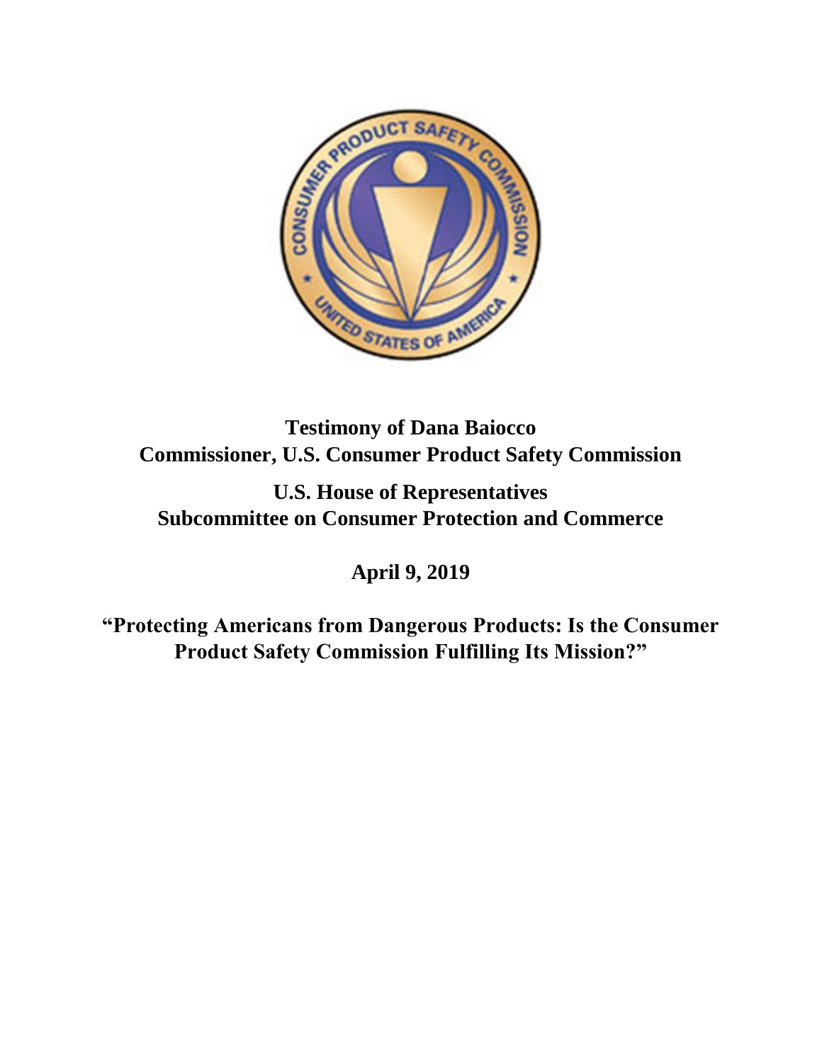**Testimony of Dana Baiocco**
**Commissioner, U.S. Consumer Product Safety Commission**

**U.S. House of Representatives**
**Subcommittee on Consumer Protection and Commerce**

**April 9, 2019**

**"Protecting Americans from Dangerous Products: Is the Consumer Product Safety Commission Fulfilling Its Mission?"**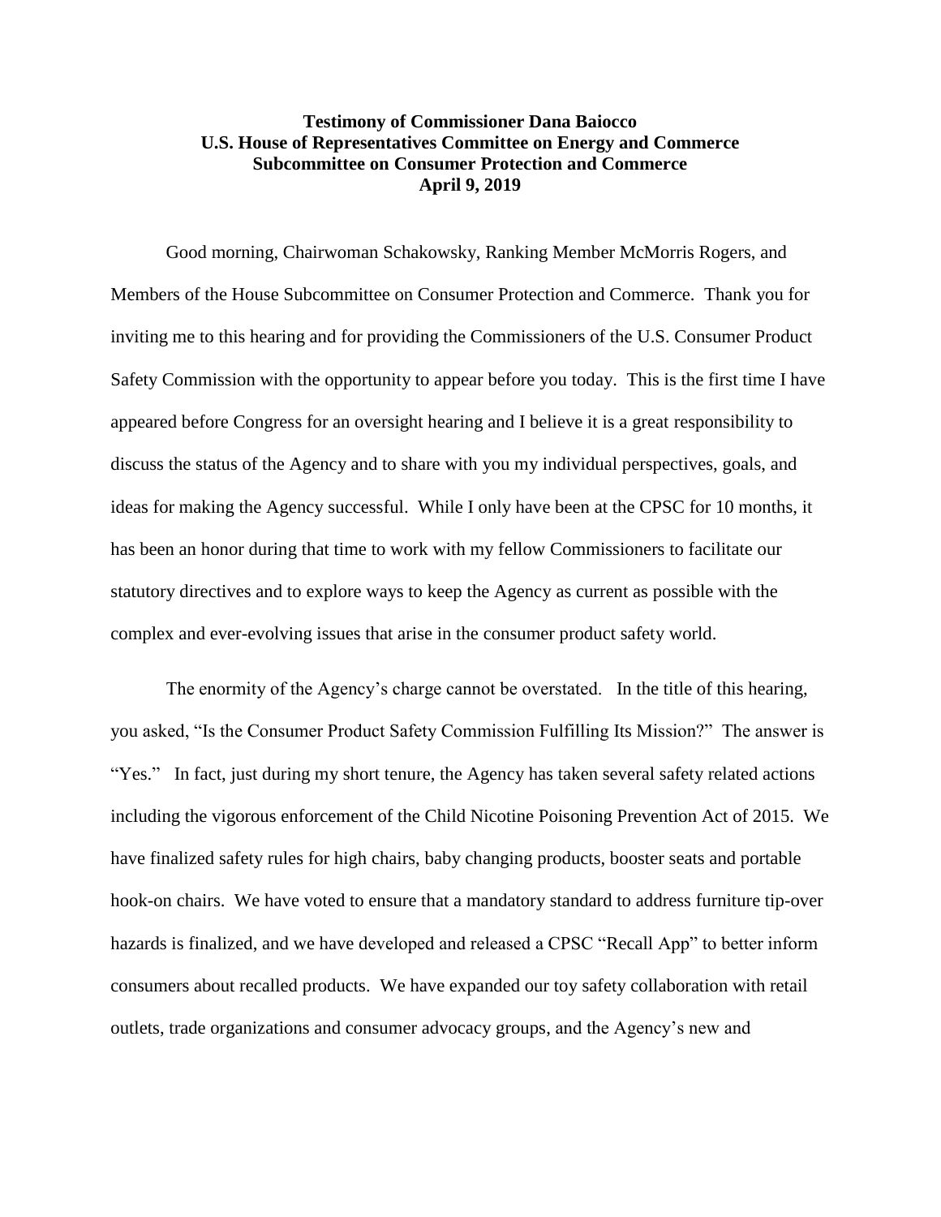**Testimony of Commissioner Dana Baiocco**
**U.S. House of Representatives Committee on Energy and Commerce**
**Subcommittee on Consumer Protection and Commerce**
**April 9, 2019**

Good morning, Chairwoman Schakowsky, Ranking Member McMorris Rogers, and Members of the House Subcommittee on Consumer Protection and Commerce. Thank you for inviting me to this hearing and for providing the Commissioners of the U.S. Consumer Product Safety Commission with the opportunity to appear before you today. This is the first time I have appeared before Congress for an oversight hearing and I believe it is a great responsibility to discuss the status of the Agency and to share with you my individual perspectives, goals, and ideas for making the Agency successful. While I only have been at the CPSC for 10 months, it has been an honor during that time to work with my fellow Commissioners to facilitate our statutory directives and to explore ways to keep the Agency as current as possible with the complex and ever-evolving issues that arise in the consumer product safety world.

The enormity of the Agency's charge cannot be overstated. In the title of this hearing, you asked, "Is the Consumer Product Safety Commission Fulfilling Its Mission?" The answer is "Yes." In fact, just during my short tenure, the Agency has taken several safety related actions including the vigorous enforcement of the Child Nicotine Poisoning Prevention Act of 2015. We have finalized safety rules for high chairs, baby changing products, booster seats and portable hook-on chairs. We have voted to ensure that a mandatory standard to address furniture tip-over hazards is finalized, and we have developed and released a CPSC "Recall App" to better inform consumers about recalled products. We have expanded our toy safety collaboration with retail outlets, trade organizations and consumer advocacy groups, and the Agency's new and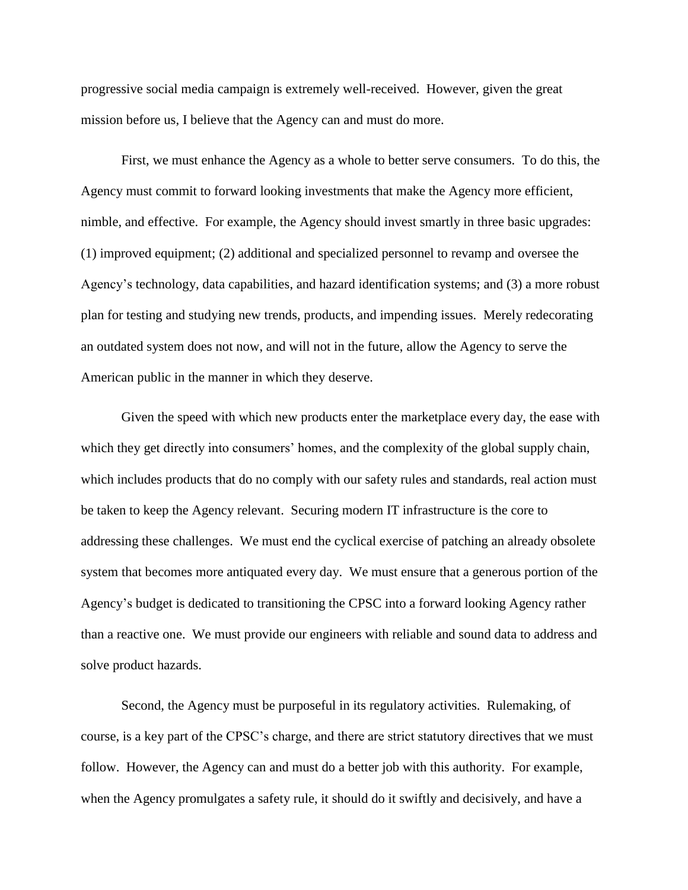progressive social media campaign is extremely well-received. However, given the great mission before us, I believe that the Agency can and must do more.

First, we must enhance the Agency as a whole to better serve consumers. To do this, the Agency must commit to forward looking investments that make the Agency more efficient, nimble, and effective. For example, the Agency should invest smartly in three basic upgrades: (1) improved equipment; (2) additional and specialized personnel to revamp and oversee the Agency's technology, data capabilities, and hazard identification systems; and (3) a more robust plan for testing and studying new trends, products, and impending issues. Merely redecorating an outdated system does not now, and will not in the future, allow the Agency to serve the American public in the manner in which they deserve.

Given the speed with which new products enter the marketplace every day, the ease with which they get directly into consumers' homes, and the complexity of the global supply chain, which includes products that do no comply with our safety rules and standards, real action must be taken to keep the Agency relevant. Securing modern IT infrastructure is the core to addressing these challenges. We must end the cyclical exercise of patching an already obsolete system that becomes more antiquated every day. We must ensure that a generous portion of the Agency's budget is dedicated to transitioning the CPSC into a forward looking Agency rather than a reactive one. We must provide our engineers with reliable and sound data to address and solve product hazards.

Second, the Agency must be purposeful in its regulatory activities. Rulemaking, of course, is a key part of the CPSC's charge, and there are strict statutory directives that we must follow. However, the Agency can and must do a better job with this authority. For example, when the Agency promulgates a safety rule, it should do it swiftly and decisively, and have a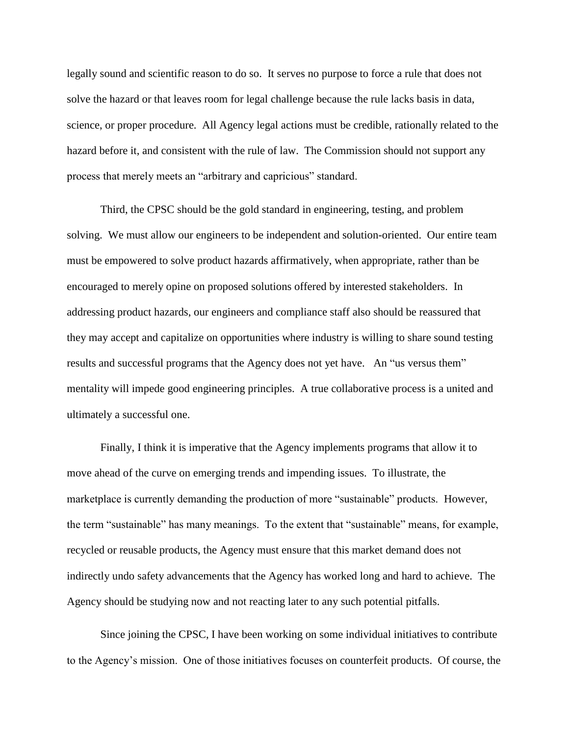legally sound and scientific reason to do so. It serves no purpose to force a rule that does not solve the hazard or that leaves room for legal challenge because the rule lacks basis in data, science, or proper procedure. All Agency legal actions must be credible, rationally related to the hazard before it, and consistent with the rule of law. The Commission should not support any process that merely meets an "arbitrary and capricious" standard.

Third, the CPSC should be the gold standard in engineering, testing, and problem solving. We must allow our engineers to be independent and solution-oriented. Our entire team must be empowered to solve product hazards affirmatively, when appropriate, rather than be encouraged to merely opine on proposed solutions offered by interested stakeholders. In addressing product hazards, our engineers and compliance staff also should be reassured that they may accept and capitalize on opportunities where industry is willing to share sound testing results and successful programs that the Agency does not yet have. An "us versus them" mentality will impede good engineering principles. A true collaborative process is a united and ultimately a successful one.

Finally, I think it is imperative that the Agency implements programs that allow it to move ahead of the curve on emerging trends and impending issues. To illustrate, the marketplace is currently demanding the production of more "sustainable" products. However, the term "sustainable" has many meanings. To the extent that "sustainable" means, for example, recycled or reusable products, the Agency must ensure that this market demand does not indirectly undo safety advancements that the Agency has worked long and hard to achieve. The Agency should be studying now and not reacting later to any such potential pitfalls.

Since joining the CPSC, I have been working on some individual initiatives to contribute to the Agency's mission. One of those initiatives focuses on counterfeit products. Of course, the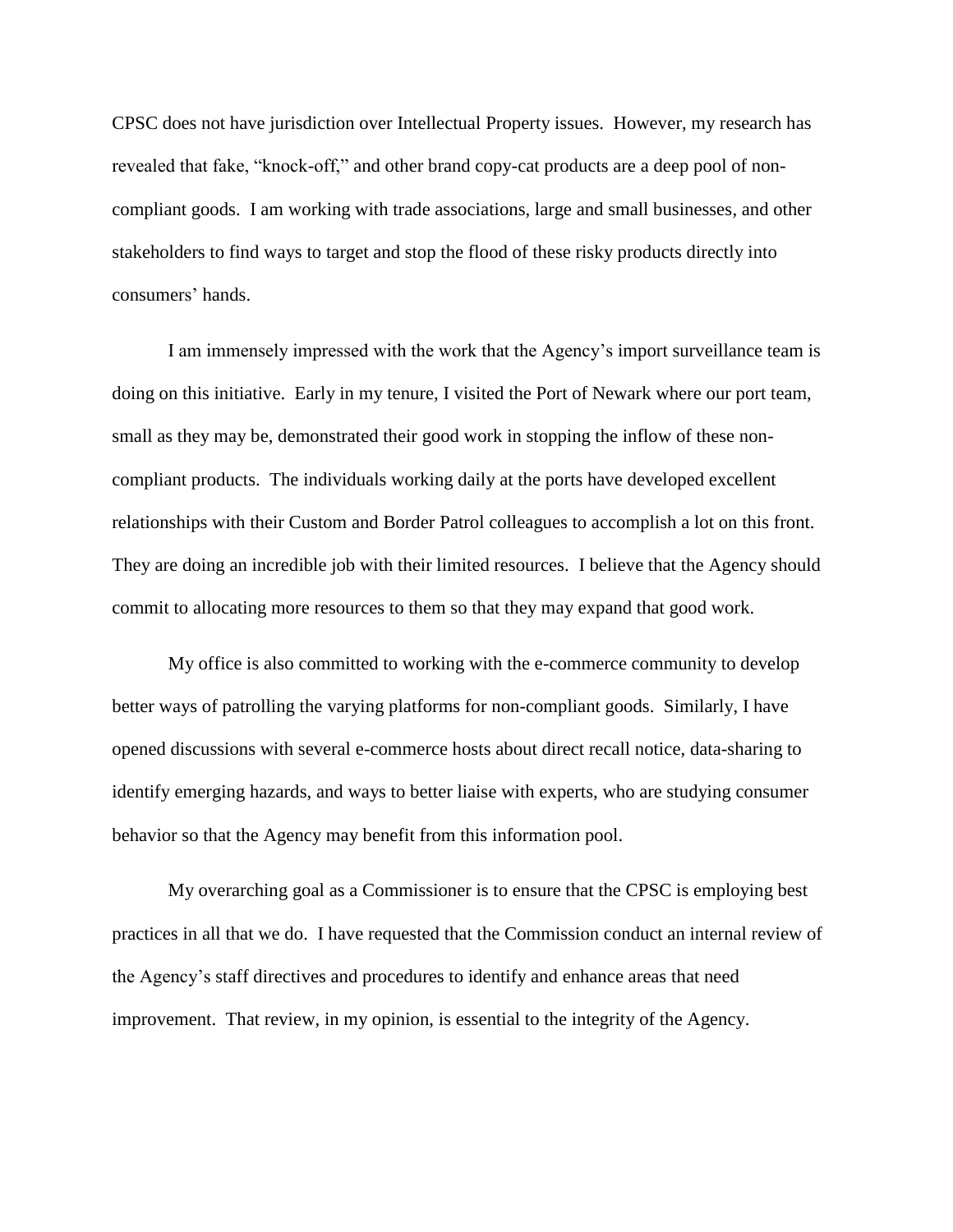CPSC does not have jurisdiction over Intellectual Property issues. However, my research has revealed that fake, "knock-off," and other brand copy-cat products are a deep pool of non-compliant goods. I am working with trade associations, large and small businesses, and other stakeholders to find ways to target and stop the flood of these risky products directly into consumers' hands.

I am immensely impressed with the work that the Agency's import surveillance team is doing on this initiative. Early in my tenure, I visited the Port of Newark where our port team, small as they may be, demonstrated their good work in stopping the inflow of these non-compliant products. The individuals working daily at the ports have developed excellent relationships with their Custom and Border Patrol colleagues to accomplish a lot on this front. They are doing an incredible job with their limited resources. I believe that the Agency should commit to allocating more resources to them so that they may expand that good work.

My office is also committed to working with the e-commerce community to develop better ways of patrolling the varying platforms for non-compliant goods. Similarly, I have opened discussions with several e-commerce hosts about direct recall notice, data-sharing to identify emerging hazards, and ways to better liaise with experts, who are studying consumer behavior so that the Agency may benefit from this information pool.

My overarching goal as a Commissioner is to ensure that the CPSC is employing best practices in all that we do. I have requested that the Commission conduct an internal review of the Agency's staff directives and procedures to identify and enhance areas that need improvement. That review, in my opinion, is essential to the integrity of the Agency.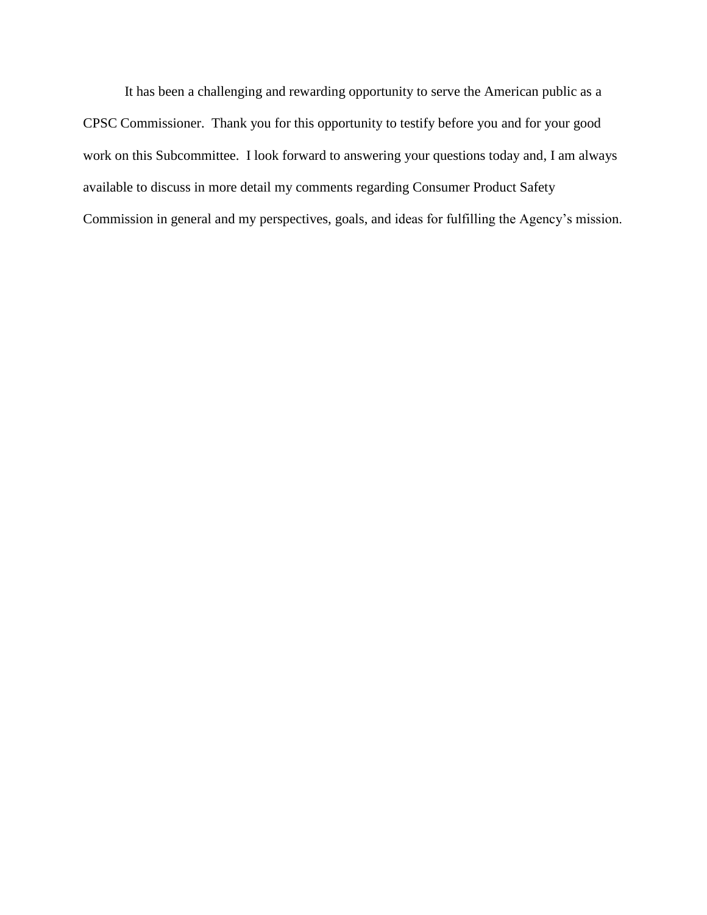It has been a challenging and rewarding opportunity to serve the American public as a CPSC Commissioner. Thank you for this opportunity to testify before you and for your good work on this Subcommittee. I look forward to answering your questions today and, I am always available to discuss in more detail my comments regarding Consumer Product Safety Commission in general and my perspectives, goals, and ideas for fulfilling the Agency's mission.